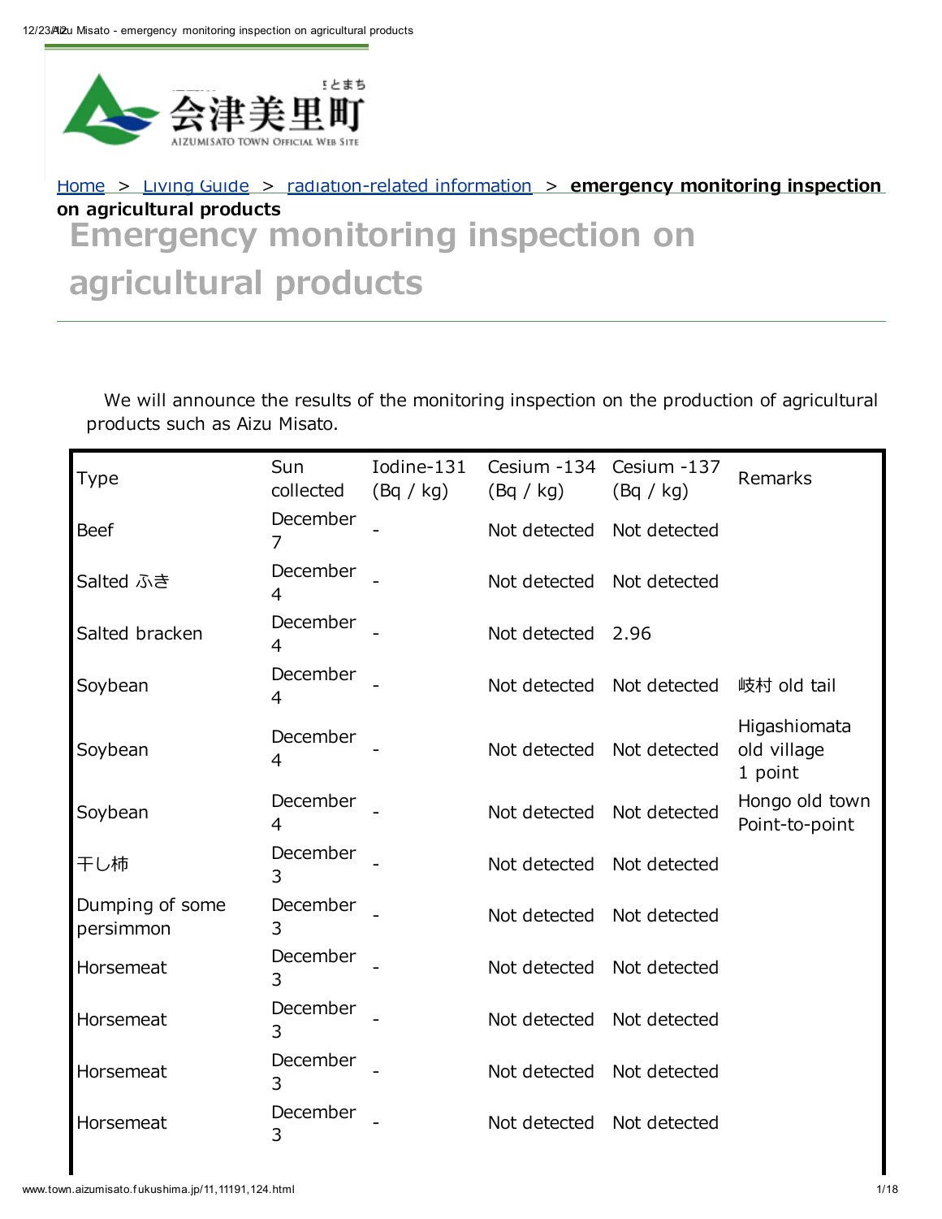会津美里町

AIZUMISATO TOWN OFFICIAL WEB SITE

Home > Living Guide > radiation-related information > **emergency monitoring inspection on agricultural products**

# Emergency monitoring inspection on agricultural products

We will announce the results of the monitoring inspection on the production of agricultural products such as Aizu Misato.

| Type | Sun collected | Iodine-131 (Bq / kg) | Cesium -134 (Bq / kg) | Cesium -137 (Bq / kg) | Remarks |
|---|---|---|---|---|---|
| Beef | December 7 | - | Not detected | Not detected | |
| Salted ふき | December 4 | - | Not detected | Not detected | |
| Salted bracken | December 4 | - | Not detected | 2.96 | |
| Soybean | December 4 | - | Not detected | Not detected | 岐村 old tail |
| Soybean | December 4 | - | Not detected | Not detected | Higashiomata old village 1 point |
| Soybean | December 4 | - | Not detected | Not detected | Hongo old town Point-to-point |
| 干し柿 | December 3 | - | Not detected | Not detected | |
| Dumping of some persimmon | December 3 | - | Not detected | Not detected | |
| Horsemeat | December 3 | - | Not detected | Not detected | |
| Horsemeat | December 3 | - | Not detected | Not detected | |
| Horsemeat | December 3 | - | Not detected | Not detected | |
| Horsemeat | December 3 | - | Not detected | Not detected | |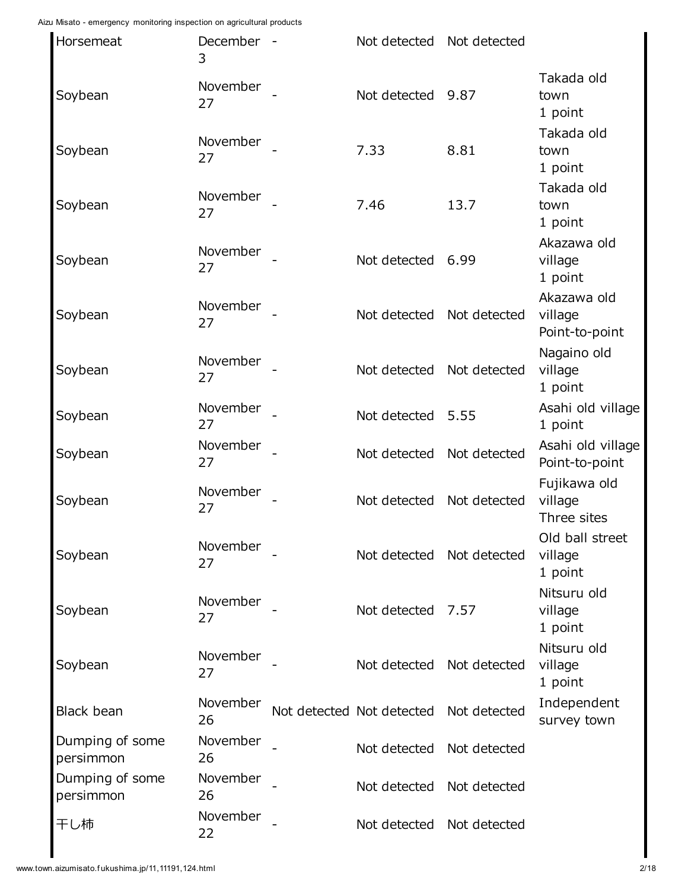| | | | | | |
|---|---|---|---|---|---|
| Horsemeat | December 3 | - | Not detected | Not detected | |
| Soybean | November 27 | - | Not detected | 9.87 | Takada old town 1 point |
| Soybean | November 27 | - | 7.33 | 8.81 | Takada old town 1 point |
| Soybean | November 27 | - | 7.46 | 13.7 | Takada old town 1 point |
| Soybean | November 27 | - | Not detected | 6.99 | Akazawa old village 1 point |
| Soybean | November 27 | - | Not detected | Not detected | Akazawa old village Point-to-point |
| Soybean | November 27 | - | Not detected | Not detected | Nagaino old village 1 point |
| Soybean | November 27 | - | Not detected | 5.55 | Asahi old village 1 point |
| Soybean | November 27 | - | Not detected | Not detected | Asahi old village Point-to-point |
| Soybean | November 27 | - | Not detected | Not detected | Fujikawa old village Three sites |
| Soybean | November 27 | - | Not detected | Not detected | Old ball street village 1 point |
| Soybean | November 27 | - | Not detected | 7.57 | Nitsuru old village 1 point |
| Soybean | November 27 | - | Not detected | Not detected | Nitsuru old village 1 point |
| Black bean | November 26 | Not detected | Not detected | Not detected | Independent survey town |
| Dumping of some persimmon | November 26 | - | Not detected | Not detected | |
| Dumping of some persimmon | November 26 | - | Not detected | Not detected | |
| 干し柿 | November 22 | - | Not detected | Not detected | |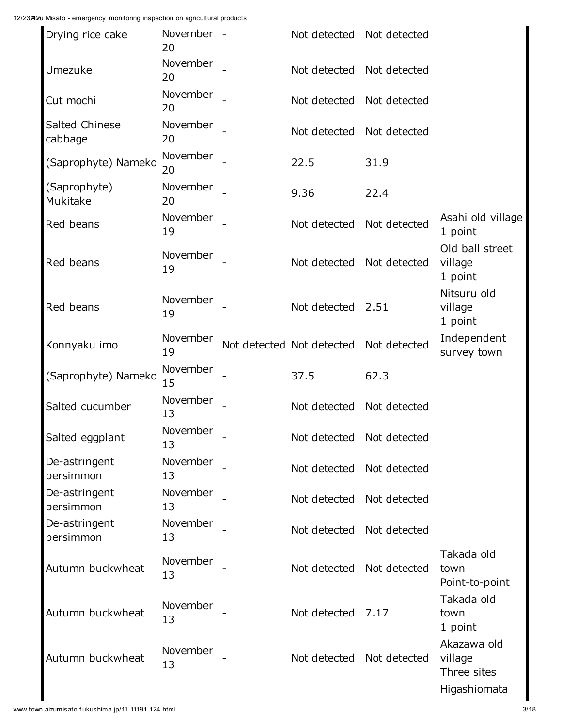| | | | | | |
|---|---|---|---|---|---|
| Drying rice cake | November 20 | - | Not detected | Not detected | |
| Umezuke | November 20 | - | Not detected | Not detected | |
| Cut mochi | November 20 | - | Not detected | Not detected | |
| Salted Chinese cabbage | November 20 | - | Not detected | Not detected | |
| (Saprophyte) Nameko | November 20 | - | 22.5 | 31.9 | |
| (Saprophyte) Mukitake | November 20 | - | 9.36 | 22.4 | |
| Red beans | November 19 | - | Not detected | Not detected | Asahi old village 1 point |
| Red beans | November 19 | - | Not detected | Not detected | Old ball street village 1 point |
| Red beans | November 19 | - | Not detected | 2.51 | Nitsuru old village 1 point |
| Konnyaku imo | November 19 | Not detected | Not detected | Not detected | Independent survey town |
| (Saprophyte) Nameko | November 15 | - | 37.5 | 62.3 | |
| Salted cucumber | November 13 | - | Not detected | Not detected | |
| Salted eggplant | November 13 | - | Not detected | Not detected | |
| De-astringent persimmon | November 13 | - | Not detected | Not detected | |
| De-astringent persimmon | November 13 | - | Not detected | Not detected | |
| De-astringent persimmon | November 13 | - | Not detected | Not detected | |
| Autumn buckwheat | November 13 | - | Not detected | Not detected | Takada old town Point-to-point |
| Autumn buckwheat | November 13 | - | Not detected | 7.17 | Takada old town 1 point |
| Autumn buckwheat | November 13 | - | Not detected | Not detected | Akazawa old village Three sites |
| | | | | | Higashiomata |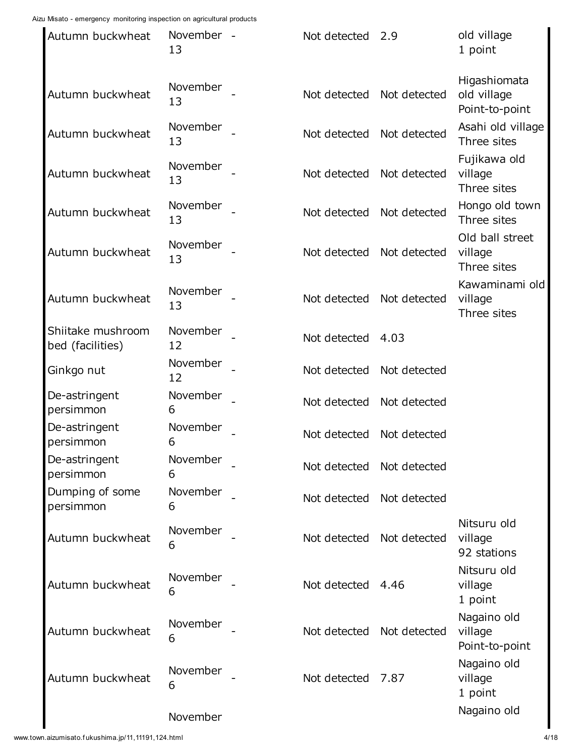| | | | | | |
|---|---|---|---|---|---|
| Autumn buckwheat | November 13 | - | Not detected | 2.9 | old village 1 point |
| Autumn buckwheat | November 13 | - | Not detected | Not detected | Higashiomata old village Point-to-point |
| Autumn buckwheat | November 13 | - | Not detected | Not detected | Asahi old village Three sites |
| Autumn buckwheat | November 13 | - | Not detected | Not detected | Fujikawa old village Three sites |
| Autumn buckwheat | November 13 | - | Not detected | Not detected | Hongo old town Three sites |
| Autumn buckwheat | November 13 | - | Not detected | Not detected | Old ball street village Three sites |
| Autumn buckwheat | November 13 | - | Not detected | Not detected | Kawaminami old village Three sites |
| Shiitake mushroom bed (facilities) | November 12 | - | Not detected | 4.03 | |
| Ginkgo nut | November 12 | - | Not detected | Not detected | |
| De-astringent persimmon | November 6 | - | Not detected | Not detected | |
| De-astringent persimmon | November 6 | - | Not detected | Not detected | |
| De-astringent persimmon | November 6 | - | Not detected | Not detected | |
| Dumping of some persimmon | November 6 | - | Not detected | Not detected | |
| Autumn buckwheat | November 6 | - | Not detected | Not detected | Nitsuru old village 92 stations |
| Autumn buckwheat | November 6 | - | Not detected | 4.46 | Nitsuru old village 1 point |
| Autumn buckwheat | November 6 | - | Not detected | Not detected | Nagaino old village Point-to-point |
| Autumn buckwheat | November 6 | - | Not detected | 7.87 | Nagaino old village 1 point |
| | November | | | | Nagaino old |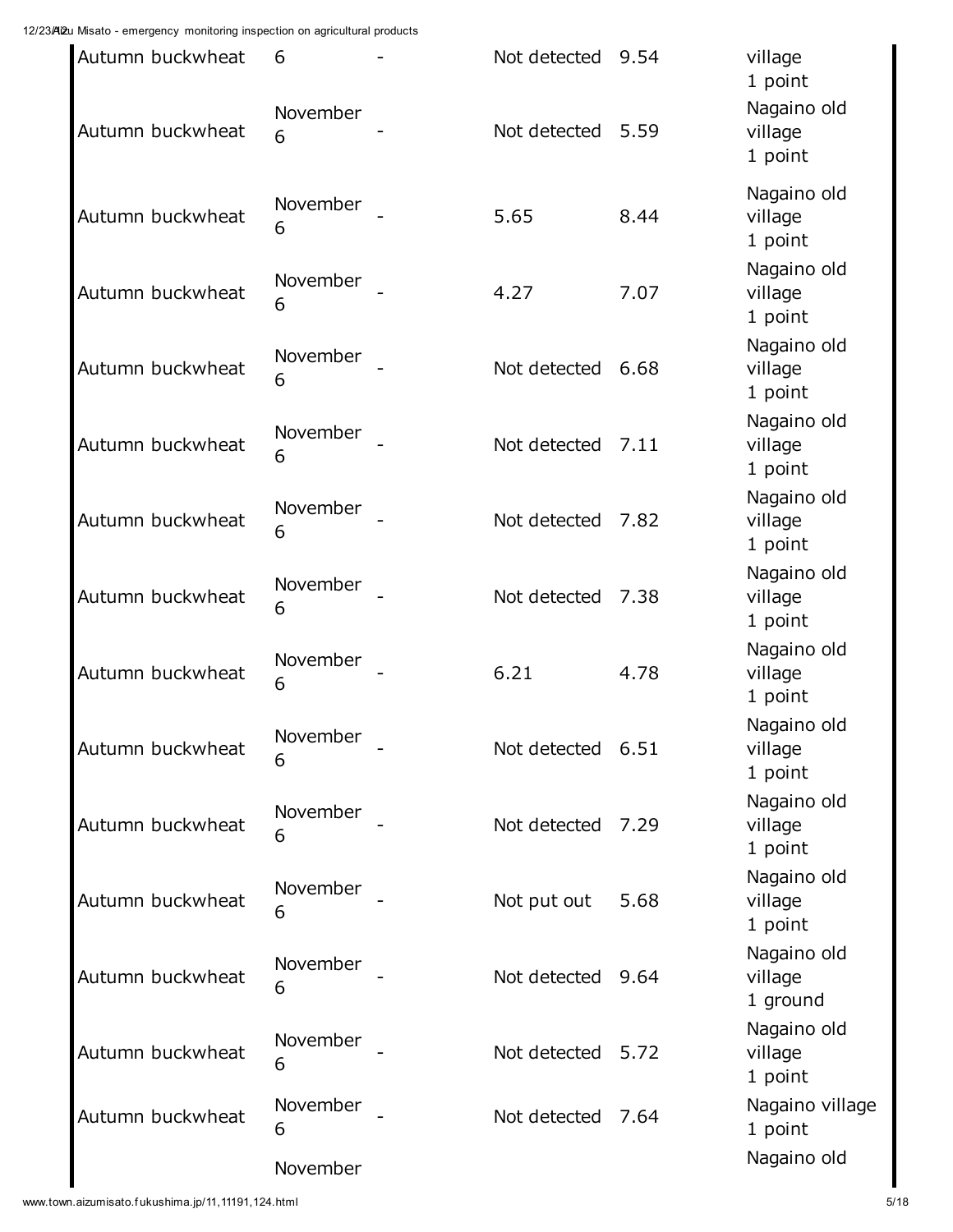| | | | | | |
|---|---|---|---|---|---|
| Autumn buckwheat | 6 | - | Not detected | 9.54 | village 1 point |
| Autumn buckwheat | November 6 | - | Not detected | 5.59 | Nagaino old village 1 point |
| Autumn buckwheat | November 6 | - | 5.65 | 8.44 | Nagaino old village 1 point |
| Autumn buckwheat | November 6 | - | 4.27 | 7.07 | Nagaino old village 1 point |
| Autumn buckwheat | November 6 | - | Not detected | 6.68 | Nagaino old village 1 point |
| Autumn buckwheat | November 6 | - | Not detected | 7.11 | Nagaino old village 1 point |
| Autumn buckwheat | November 6 | - | Not detected | 7.82 | Nagaino old village 1 point |
| Autumn buckwheat | November 6 | - | Not detected | 7.38 | Nagaino old village 1 point |
| Autumn buckwheat | November 6 | - | 6.21 | 4.78 | Nagaino old village 1 point |
| Autumn buckwheat | November 6 | - | Not detected | 6.51 | Nagaino old village 1 point |
| Autumn buckwheat | November 6 | - | Not detected | 7.29 | Nagaino old village 1 point |
| Autumn buckwheat | November 6 | - | Not put out | 5.68 | Nagaino old village 1 point |
| Autumn buckwheat | November 6 | - | Not detected | 9.64 | Nagaino old village 1 ground |
| Autumn buckwheat | November 6 | - | Not detected | 5.72 | Nagaino old village 1 point |
| Autumn buckwheat | November 6 | - | Not detected | 7.64 | Nagaino village 1 point |
| | November | | | | Nagaino old |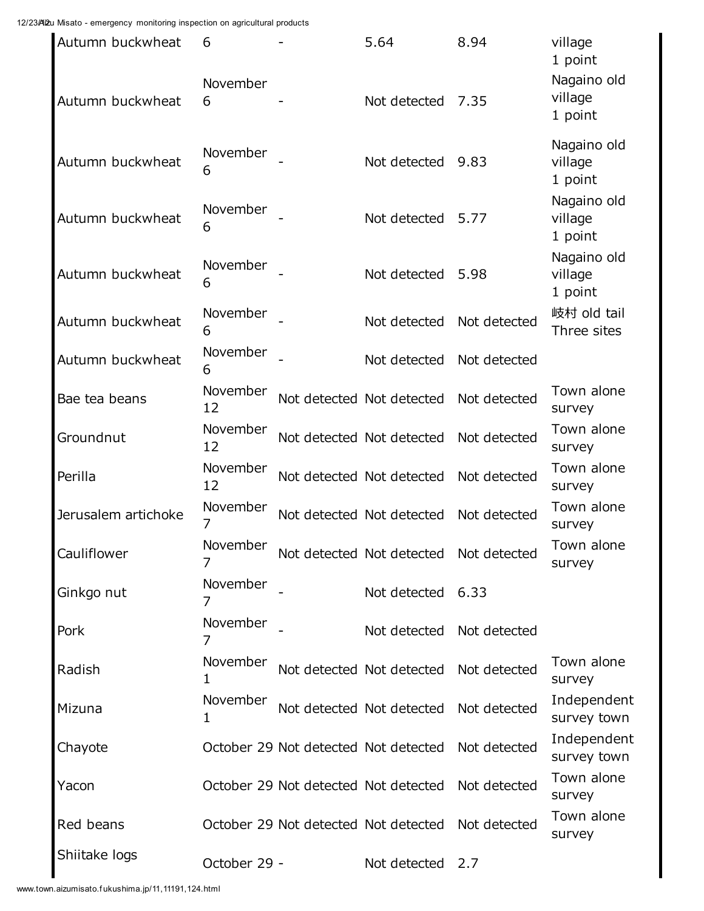| | | | | | |
|---|---|---|---|---|---|
| Autumn buckwheat | 6 | - | 5.64 | 8.94 | village<br>1 point |
| Autumn buckwheat | November 6 | - | Not detected | 7.35 | Nagaino old village<br>1 point |
| Autumn buckwheat | November 6 | - | Not detected | 9.83 | Nagaino old village<br>1 point |
| Autumn buckwheat | November 6 | - | Not detected | 5.77 | Nagaino old village<br>1 point |
| Autumn buckwheat | November 6 | - | Not detected | 5.98 | Nagaino old village<br>1 point |
| Autumn buckwheat | November 6 | - | Not detected | Not detected | 岐村 old tail<br>Three sites |
| Autumn buckwheat | November 6 | - | Not detected | Not detected | |
| Bae tea beans | November 12 | Not detected | Not detected | Not detected | Town alone survey |
| Groundnut | November 12 | Not detected | Not detected | Not detected | Town alone survey |
| Perilla | November 12 | Not detected | Not detected | Not detected | Town alone survey |
| Jerusalem artichoke | November 7 | Not detected | Not detected | Not detected | Town alone survey |
| Cauliflower | November 7 | Not detected | Not detected | Not detected | Town alone survey |
| Ginkgo nut | November 7 | - | Not detected | 6.33 | |
| Pork | November 7 | - | Not detected | Not detected | |
| Radish | November 1 | Not detected | Not detected | Not detected | Town alone survey |
| Mizuna | November 1 | Not detected | Not detected | Not detected | Independent survey town |
| Chayote | October 29 | Not detected | Not detected | Not detected | Independent survey town |
| Yacon | October 29 | Not detected | Not detected | Not detected | Town alone survey |
| Red beans | October 29 | Not detected | Not detected | Not detected | Town alone survey |
| Shiitake logs | October 29 | - | Not detected | 2.7 | |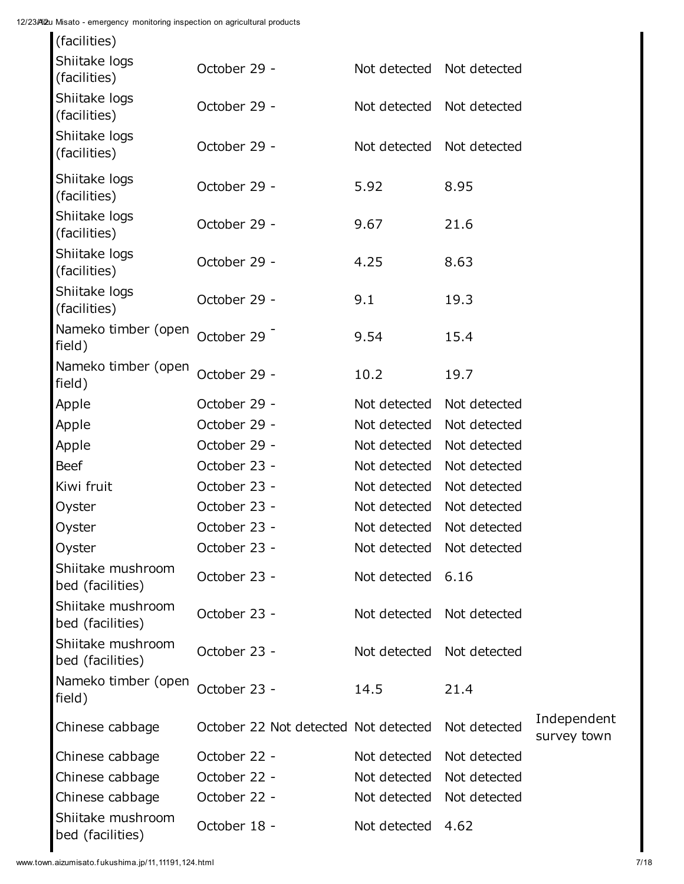| | | | | | |
|---|---|---|---|---|---|
| (facilities) | | | | | |
| Shiitake logs (facilities) | October 29 | - | Not detected | Not detected | |
| Shiitake logs (facilities) | October 29 | - | Not detected | Not detected | |
| Shiitake logs (facilities) | October 29 | - | Not detected | Not detected | |
| Shiitake logs (facilities) | October 29 | - | 5.92 | 8.95 | |
| Shiitake logs (facilities) | October 29 | - | 9.67 | 21.6 | |
| Shiitake logs (facilities) | October 29 | - | 4.25 | 8.63 | |
| Shiitake logs (facilities) | October 29 | - | 9.1 | 19.3 | |
| Nameko timber (open field) | October 29 | - | 9.54 | 15.4 | |
| Nameko timber (open field) | October 29 | - | 10.2 | 19.7 | |
| Apple | October 29 | - | Not detected | Not detected | |
| Apple | October 29 | - | Not detected | Not detected | |
| Apple | October 29 | - | Not detected | Not detected | |
| Beef | October 23 | - | Not detected | Not detected | |
| Kiwi fruit | October 23 | - | Not detected | Not detected | |
| Oyster | October 23 | - | Not detected | Not detected | |
| Oyster | October 23 | - | Not detected | Not detected | |
| Oyster | October 23 | - | Not detected | Not detected | |
| Shiitake mushroom bed (facilities) | October 23 | - | Not detected | 6.16 | |
| Shiitake mushroom bed (facilities) | October 23 | - | Not detected | Not detected | |
| Shiitake mushroom bed (facilities) | October 23 | - | Not detected | Not detected | |
| Nameko timber (open field) | October 23 | - | 14.5 | 21.4 | |
| Chinese cabbage | October 22 | Not detected | Not detected | Not detected | Independent survey town |
| Chinese cabbage | October 22 | - | Not detected | Not detected | |
| Chinese cabbage | October 22 | - | Not detected | Not detected | |
| Chinese cabbage | October 22 | - | Not detected | Not detected | |
| Shiitake mushroom bed (facilities) | October 18 | - | Not detected | 4.62 | |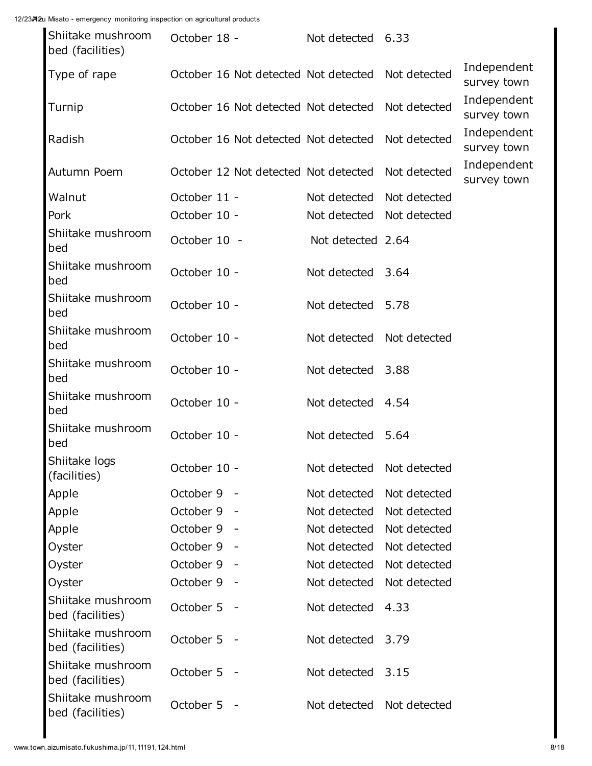| | | | | | |
|---|---|---|---|---|---|
| Shiitake mushroom bed (facilities) | October 18 | - | Not detected | 6.33 | |
| Type of rape | October 16 | Not detected | Not detected | Not detected | Independent survey town |
| Turnip | October 16 | Not detected | Not detected | Not detected | Independent survey town |
| Radish | October 16 | Not detected | Not detected | Not detected | Independent survey town |
| Autumn Poem | October 12 | Not detected | Not detected | Not detected | Independent survey town |
| Walnut | October 11 | - | Not detected | Not detected | |
| Pork | October 10 | - | Not detected | Not detected | |
| Shiitake mushroom bed | October 10 | - | Not detected | 2.64 | |
| Shiitake mushroom bed | October 10 | - | Not detected | 3.64 | |
| Shiitake mushroom bed | October 10 | - | Not detected | 5.78 | |
| Shiitake mushroom bed | October 10 | - | Not detected | Not detected | |
| Shiitake mushroom bed | October 10 | - | Not detected | 3.88 | |
| Shiitake mushroom bed | October 10 | - | Not detected | 4.54 | |
| Shiitake mushroom bed | October 10 | - | Not detected | 5.64 | |
| Shiitake logs (facilities) | October 10 | - | Not detected | Not detected | |
| Apple | October 9 | - | Not detected | Not detected | |
| Apple | October 9 | - | Not detected | Not detected | |
| Apple | October 9 | - | Not detected | Not detected | |
| Oyster | October 9 | - | Not detected | Not detected | |
| Oyster | October 9 | - | Not detected | Not detected | |
| Oyster | October 9 | - | Not detected | Not detected | |
| Shiitake mushroom bed (facilities) | October 5 | - | Not detected | 4.33 | |
| Shiitake mushroom bed (facilities) | October 5 | - | Not detected | 3.79 | |
| Shiitake mushroom bed (facilities) | October 5 | - | Not detected | 3.15 | |
| Shiitake mushroom bed (facilities) | October 5 | - | Not detected | Not detected | |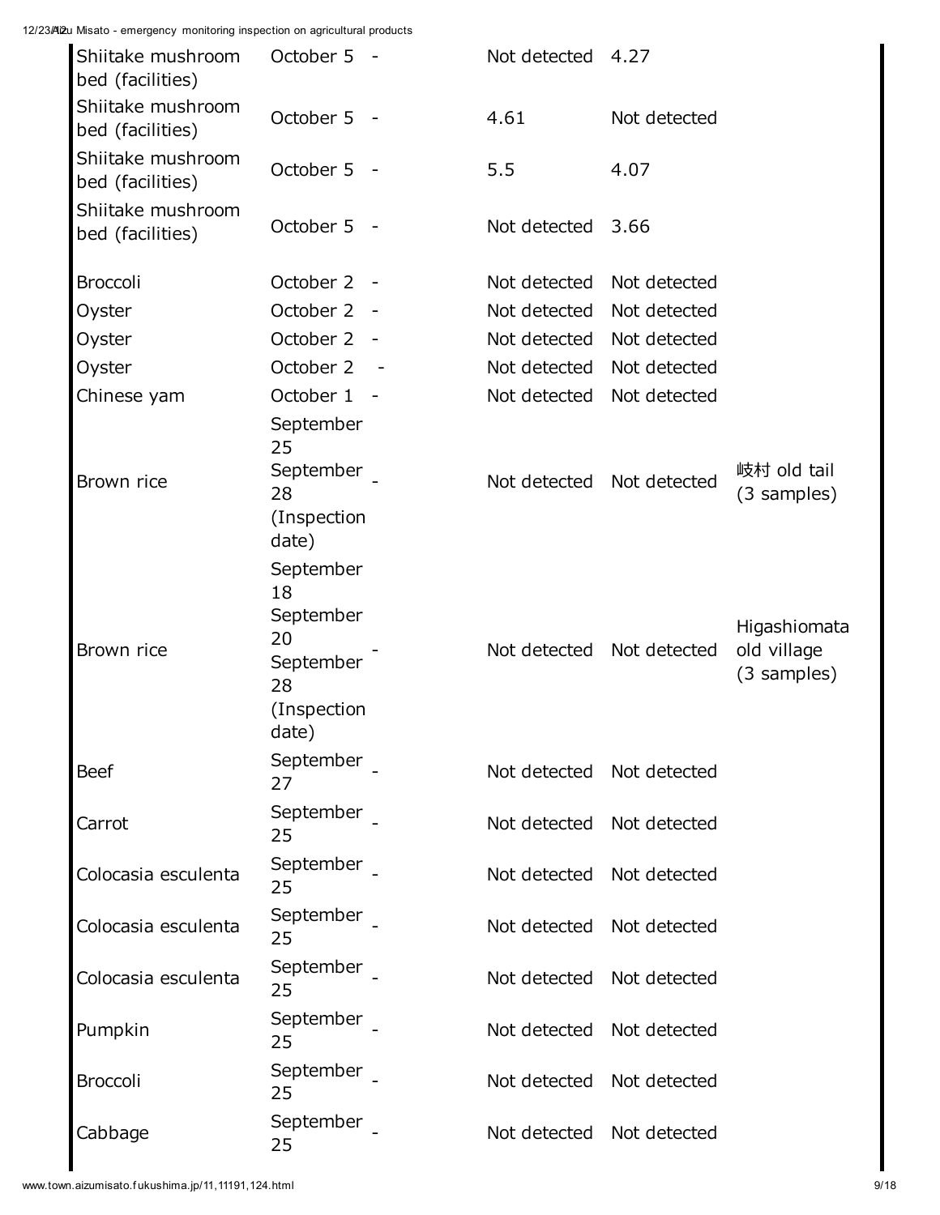| | | | | | |
|---|---|---|---|---|---|
| Shiitake mushroom bed (facilities) | October 5 | - | Not detected | 4.27 | |
| Shiitake mushroom bed (facilities) | October 5 | - | 4.61 | Not detected | |
| Shiitake mushroom bed (facilities) | October 5 | - | 5.5 | 4.07 | |
| Shiitake mushroom bed (facilities) | October 5 | - | Not detected | 3.66 | |
| Broccoli | October 2 | - | Not detected | Not detected | |
| Oyster | October 2 | - | Not detected | Not detected | |
| Oyster | October 2 | - | Not detected | Not detected | |
| Oyster | October 2 | - | Not detected | Not detected | |
| Chinese yam | October 1 | - | Not detected | Not detected | |
| Brown rice | September 25 September 28 (Inspection date) | - | Not detected | Not detected | 岐村 old tail (3 samples) |
| Brown rice | September 18 September 20 September 28 (Inspection date) | - | Not detected | Not detected | Higashiomata old village (3 samples) |
| Beef | September 27 | - | Not detected | Not detected | |
| Carrot | September 25 | - | Not detected | Not detected | |
| Colocasia esculenta | September 25 | - | Not detected | Not detected | |
| Colocasia esculenta | September 25 | - | Not detected | Not detected | |
| Colocasia esculenta | September 25 | - | Not detected | Not detected | |
| Pumpkin | September 25 | - | Not detected | Not detected | |
| Broccoli | September 25 | - | Not detected | Not detected | |
| Cabbage | September 25 | - | Not detected | Not detected | |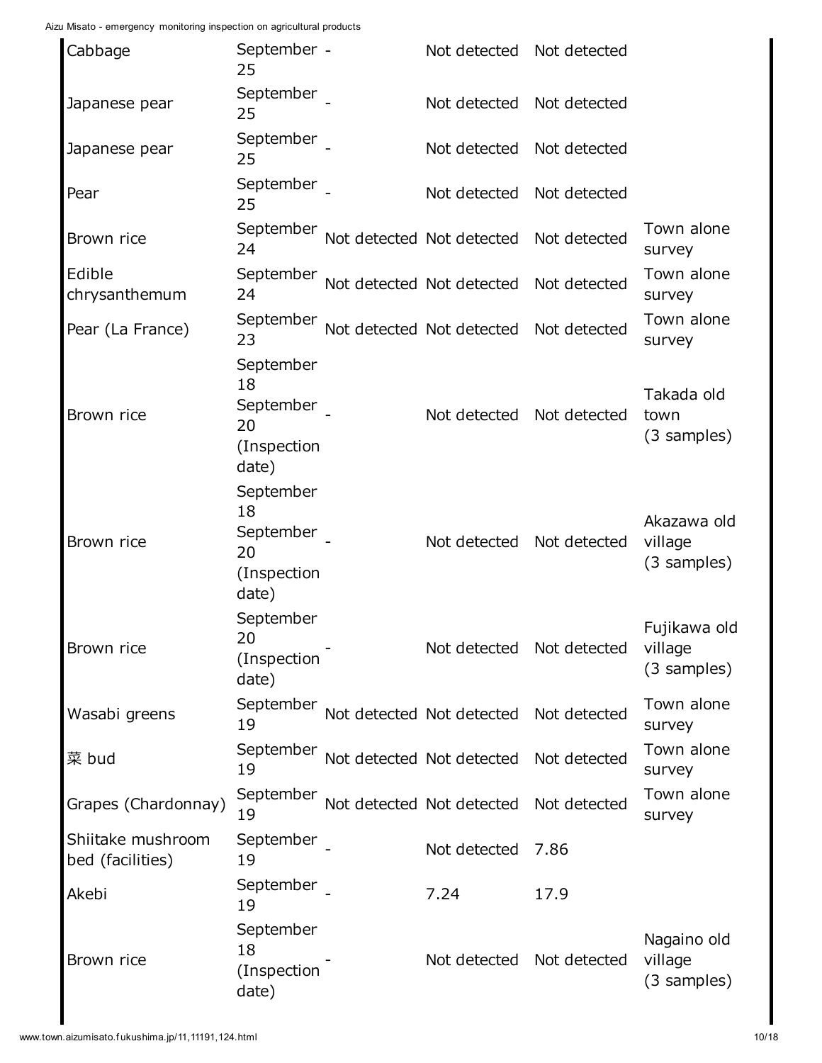| | | | | | |
|---|---|---|---|---|---|
| Cabbage | September 25 | - | Not detected | Not detected | |
| Japanese pear | September 25 | - | Not detected | Not detected | |
| Japanese pear | September 25 | - | Not detected | Not detected | |
| Pear | September 25 | - | Not detected | Not detected | |
| Brown rice | September 24 | Not detected | Not detected | Not detected | Town alone survey |
| Edible chrysanthemum | September 24 | Not detected | Not detected | Not detected | Town alone survey |
| Pear (La France) | September 23 | Not detected | Not detected | Not detected | Town alone survey |
| Brown rice | September 18 September 20 (Inspection date) | - | Not detected | Not detected | Takada old town (3 samples) |
| Brown rice | September 18 September 20 (Inspection date) | - | Not detected | Not detected | Akazawa old village (3 samples) |
| Brown rice | September 20 (Inspection date) | - | Not detected | Not detected | Fujikawa old village (3 samples) |
| Wasabi greens | September 19 | Not detected | Not detected | Not detected | Town alone survey |
| 菜 bud | September 19 | Not detected | Not detected | Not detected | Town alone survey |
| Grapes (Chardonnay) | September 19 | Not detected | Not detected | Not detected | Town alone survey |
| Shiitake mushroom bed (facilities) | September 19 | - | Not detected | 7.86 | |
| Akebi | September 19 | - | 7.24 | 17.9 | |
| Brown rice | September 18 (Inspection date) | - | Not detected | Not detected | Nagaino old village (3 samples) |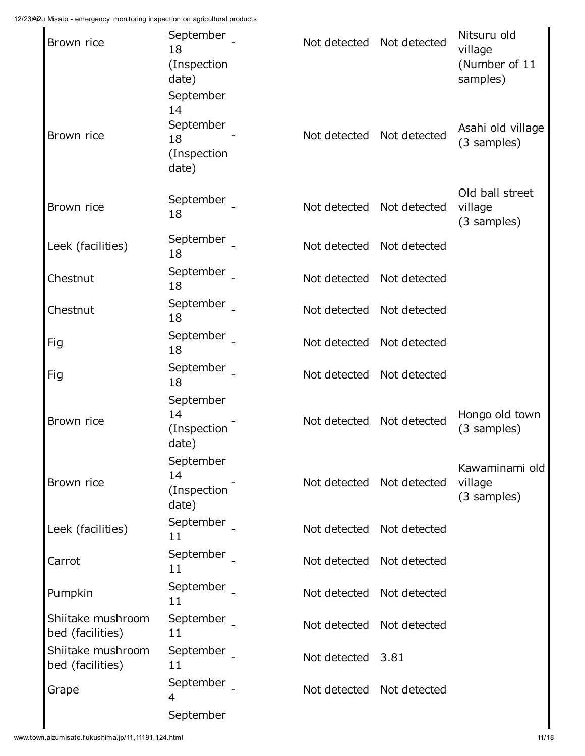| | | | | | |
|---|---|---|---|---|---|
| Brown rice | September 18 (Inspection date) | - | Not detected | Not detected | Nitsuru old village (Number of 11 samples) |
| Brown rice | September 14 September 18 (Inspection date) | - | Not detected | Not detected | Asahi old village (3 samples) |
| Brown rice | September 18 | - | Not detected | Not detected | Old ball street village (3 samples) |
| Leek (facilities) | September 18 | - | Not detected | Not detected | |
| Chestnut | September 18 | - | Not detected | Not detected | |
| Chestnut | September 18 | - | Not detected | Not detected | |
| Fig | September 18 | - | Not detected | Not detected | |
| Fig | September 18 | - | Not detected | Not detected | |
| Brown rice | September 14 (Inspection date) | - | Not detected | Not detected | Hongo old town (3 samples) |
| Brown rice | September 14 (Inspection date) | - | Not detected | Not detected | Kawaminami old village (3 samples) |
| Leek (facilities) | September 11 | - | Not detected | Not detected | |
| Carrot | September 11 | - | Not detected | Not detected | |
| Pumpkin | September 11 | - | Not detected | Not detected | |
| Shiitake mushroom bed (facilities) | September 11 | - | Not detected | Not detected | |
| Shiitake mushroom bed (facilities) | September 11 | - | Not detected | 3.81 | |
| Grape | September 4 | - | Not detected | Not detected | |
| | September | | | | |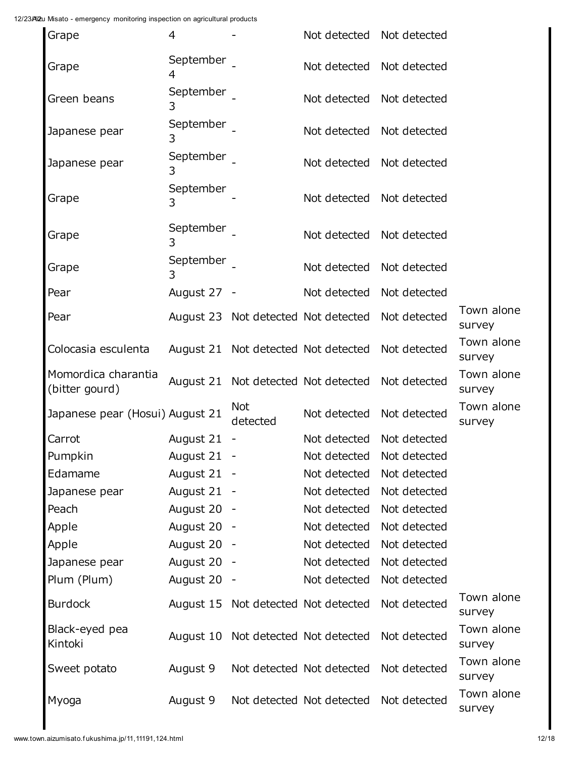| | | | | | |
|---|---|---|---|---|---|
| Grape | 4 | - | Not detected | Not detected | |
| Grape | September 4 | - | Not detected | Not detected | |
| Green beans | September 3 | - | Not detected | Not detected | |
| Japanese pear | September 3 | - | Not detected | Not detected | |
| Japanese pear | September 3 | - | Not detected | Not detected | |
| Grape | September 3 | - | Not detected | Not detected | |
| Grape | September 3 | - | Not detected | Not detected | |
| Grape | September 3 | - | Not detected | Not detected | |
| Pear | August 27 | - | Not detected | Not detected | |
| Pear | August 23 | Not detected | Not detected | Not detected | Town alone survey |
| Colocasia esculenta | August 21 | Not detected | Not detected | Not detected | Town alone survey |
| Momordica charantia (bitter gourd) | August 21 | Not detected | Not detected | Not detected | Town alone survey |
| Japanese pear (Hosui) | August 21 | Not detected | Not detected | Not detected | Town alone survey |
| Carrot | August 21 | - | Not detected | Not detected | |
| Pumpkin | August 21 | - | Not detected | Not detected | |
| Edamame | August 21 | - | Not detected | Not detected | |
| Japanese pear | August 21 | - | Not detected | Not detected | |
| Peach | August 20 | - | Not detected | Not detected | |
| Apple | August 20 | - | Not detected | Not detected | |
| Apple | August 20 | - | Not detected | Not detected | |
| Japanese pear | August 20 | - | Not detected | Not detected | |
| Plum (Plum) | August 20 | - | Not detected | Not detected | |
| Burdock | August 15 | Not detected | Not detected | Not detected | Town alone survey |
| Black-eyed pea Kintoki | August 10 | Not detected | Not detected | Not detected | Town alone survey |
| Sweet potato | August 9 | Not detected | Not detected | Not detected | Town alone survey |
| Myoga | August 9 | Not detected | Not detected | Not detected | Town alone survey |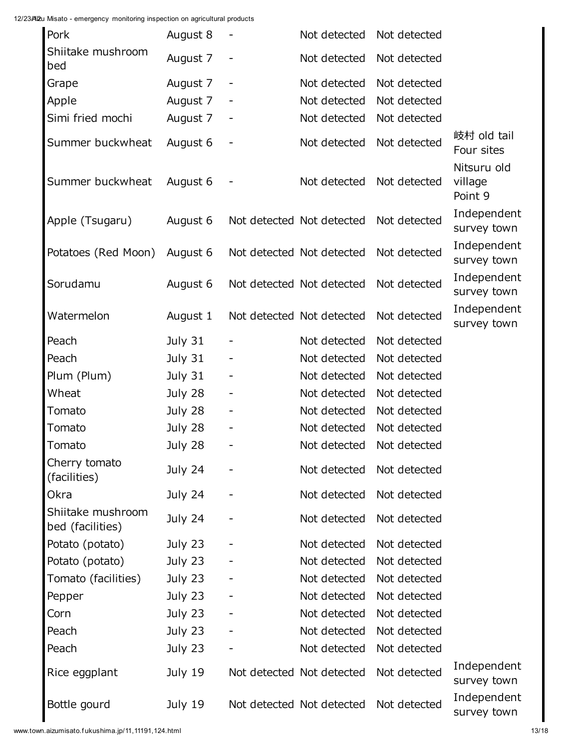| | | | | | |
|---|---|---|---|---|---|
| Pork | August 8 | - | Not detected | Not detected | |
| Shiitake mushroom bed | August 7 | - | Not detected | Not detected | |
| Grape | August 7 | - | Not detected | Not detected | |
| Apple | August 7 | - | Not detected | Not detected | |
| Simi fried mochi | August 7 | - | Not detected | Not detected | |
| Summer buckwheat | August 6 | - | Not detected | Not detected | 岐村 old tail Four sites |
| Summer buckwheat | August 6 | - | Not detected | Not detected | Nitsuru old village Point 9 |
| Apple (Tsugaru) | August 6 | Not detected | Not detected | Not detected | Independent survey town |
| Potatoes (Red Moon) | August 6 | Not detected | Not detected | Not detected | Independent survey town |
| Sorudamu | August 6 | Not detected | Not detected | Not detected | Independent survey town |
| Watermelon | August 1 | Not detected | Not detected | Not detected | Independent survey town |
| Peach | July 31 | - | Not detected | Not detected | |
| Peach | July 31 | - | Not detected | Not detected | |
| Plum (Plum) | July 31 | - | Not detected | Not detected | |
| Wheat | July 28 | - | Not detected | Not detected | |
| Tomato | July 28 | - | Not detected | Not detected | |
| Tomato | July 28 | - | Not detected | Not detected | |
| Tomato | July 28 | - | Not detected | Not detected | |
| Cherry tomato (facilities) | July 24 | - | Not detected | Not detected | |
| Okra | July 24 | - | Not detected | Not detected | |
| Shiitake mushroom bed (facilities) | July 24 | - | Not detected | Not detected | |
| Potato (potato) | July 23 | - | Not detected | Not detected | |
| Potato (potato) | July 23 | - | Not detected | Not detected | |
| Tomato (facilities) | July 23 | - | Not detected | Not detected | |
| Pepper | July 23 | - | Not detected | Not detected | |
| Corn | July 23 | - | Not detected | Not detected | |
| Peach | July 23 | - | Not detected | Not detected | |
| Peach | July 23 | - | Not detected | Not detected | |
| Rice eggplant | July 19 | Not detected | Not detected | Not detected | Independent survey town |
| Bottle gourd | July 19 | Not detected | Not detected | Not detected | Independent survey town |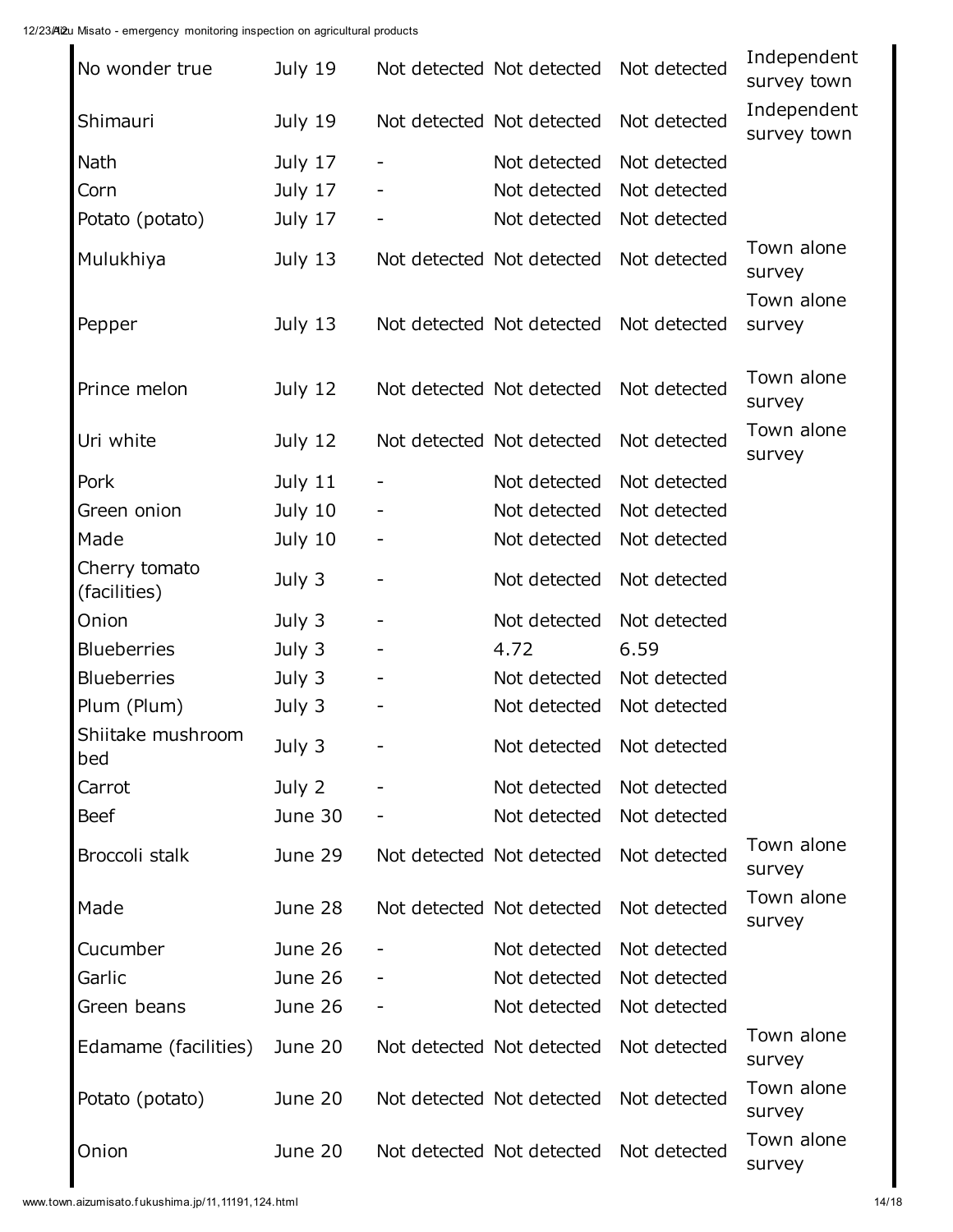| | | | | | |
|---|---|---|---|---|---|
| No wonder true | July 19 | Not detected | Not detected | Not detected | Independent survey town |
| Shimauri | July 19 | Not detected | Not detected | Not detected | Independent survey town |
| Nath | July 17 | - | Not detected | Not detected | |
| Corn | July 17 | - | Not detected | Not detected | |
| Potato (potato) | July 17 | - | Not detected | Not detected | |
| Mulukhiya | July 13 | Not detected | Not detected | Not detected | Town alone survey |
| Pepper | July 13 | Not detected | Not detected | Not detected | Town alone survey |
| Prince melon | July 12 | Not detected | Not detected | Not detected | Town alone survey |
| Uri white | July 12 | Not detected | Not detected | Not detected | Town alone survey |
| Pork | July 11 | - | Not detected | Not detected | |
| Green onion | July 10 | - | Not detected | Not detected | |
| Made | July 10 | - | Not detected | Not detected | |
| Cherry tomato (facilities) | July 3 | - | Not detected | Not detected | |
| Onion | July 3 | - | Not detected | Not detected | |
| Blueberries | July 3 | - | 4.72 | 6.59 | |
| Blueberries | July 3 | - | Not detected | Not detected | |
| Plum (Plum) | July 3 | - | Not detected | Not detected | |
| Shiitake mushroom bed | July 3 | - | Not detected | Not detected | |
| Carrot | July 2 | - | Not detected | Not detected | |
| Beef | June 30 | - | Not detected | Not detected | |
| Broccoli stalk | June 29 | Not detected | Not detected | Not detected | Town alone survey |
| Made | June 28 | Not detected | Not detected | Not detected | Town alone survey |
| Cucumber | June 26 | - | Not detected | Not detected | |
| Garlic | June 26 | - | Not detected | Not detected | |
| Green beans | June 26 | - | Not detected | Not detected | |
| Edamame (facilities) | June 20 | Not detected | Not detected | Not detected | Town alone survey |
| Potato (potato) | June 20 | Not detected | Not detected | Not detected | Town alone survey |
| Onion | June 20 | Not detected | Not detected | Not detected | Town alone survey |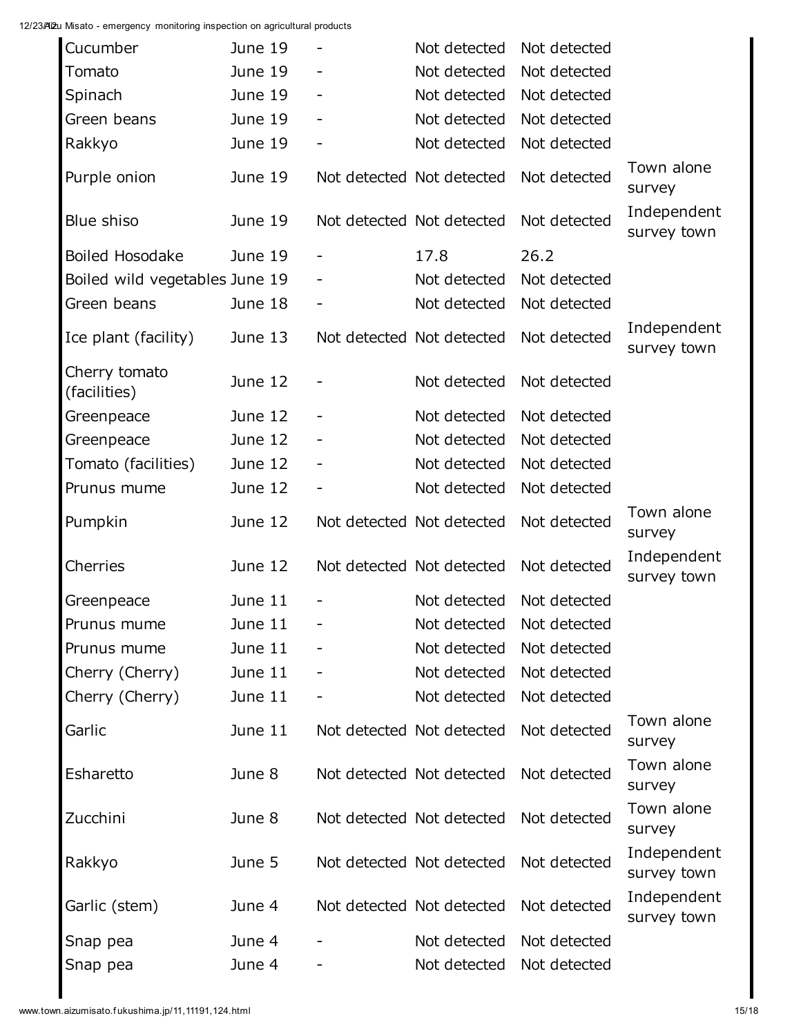| | | | | | |
|---|---|---|---|---|---|
| Cucumber | June 19 | - | Not detected | Not detected | |
| Tomato | June 19 | - | Not detected | Not detected | |
| Spinach | June 19 | - | Not detected | Not detected | |
| Green beans | June 19 | - | Not detected | Not detected | |
| Rakkyo | June 19 | - | Not detected | Not detected | |
| Purple onion | June 19 | Not detected | Not detected | Not detected | Town alone survey |
| Blue shiso | June 19 | Not detected | Not detected | Not detected | Independent survey town |
| Boiled Hosodake | June 19 | - | 17.8 | 26.2 | |
| Boiled wild vegetables | June 19 | - | Not detected | Not detected | |
| Green beans | June 18 | - | Not detected | Not detected | |
| Ice plant (facility) | June 13 | Not detected | Not detected | Not detected | Independent survey town |
| Cherry tomato (facilities) | June 12 | - | Not detected | Not detected | |
| Greenpeace | June 12 | - | Not detected | Not detected | |
| Greenpeace | June 12 | - | Not detected | Not detected | |
| Tomato (facilities) | June 12 | - | Not detected | Not detected | |
| Prunus mume | June 12 | - | Not detected | Not detected | |
| Pumpkin | June 12 | Not detected | Not detected | Not detected | Town alone survey |
| Cherries | June 12 | Not detected | Not detected | Not detected | Independent survey town |
| Greenpeace | June 11 | - | Not detected | Not detected | |
| Prunus mume | June 11 | - | Not detected | Not detected | |
| Prunus mume | June 11 | - | Not detected | Not detected | |
| Cherry (Cherry) | June 11 | - | Not detected | Not detected | |
| Cherry (Cherry) | June 11 | - | Not detected | Not detected | |
| Garlic | June 11 | Not detected | Not detected | Not detected | Town alone survey |
| Esharetto | June 8 | Not detected | Not detected | Not detected | Town alone survey |
| Zucchini | June 8 | Not detected | Not detected | Not detected | Town alone survey |
| Rakkyo | June 5 | Not detected | Not detected | Not detected | Independent survey town |
| Garlic (stem) | June 4 | Not detected | Not detected | Not detected | Independent survey town |
| Snap pea | June 4 | - | Not detected | Not detected | |
| Snap pea | June 4 | - | Not detected | Not detected | |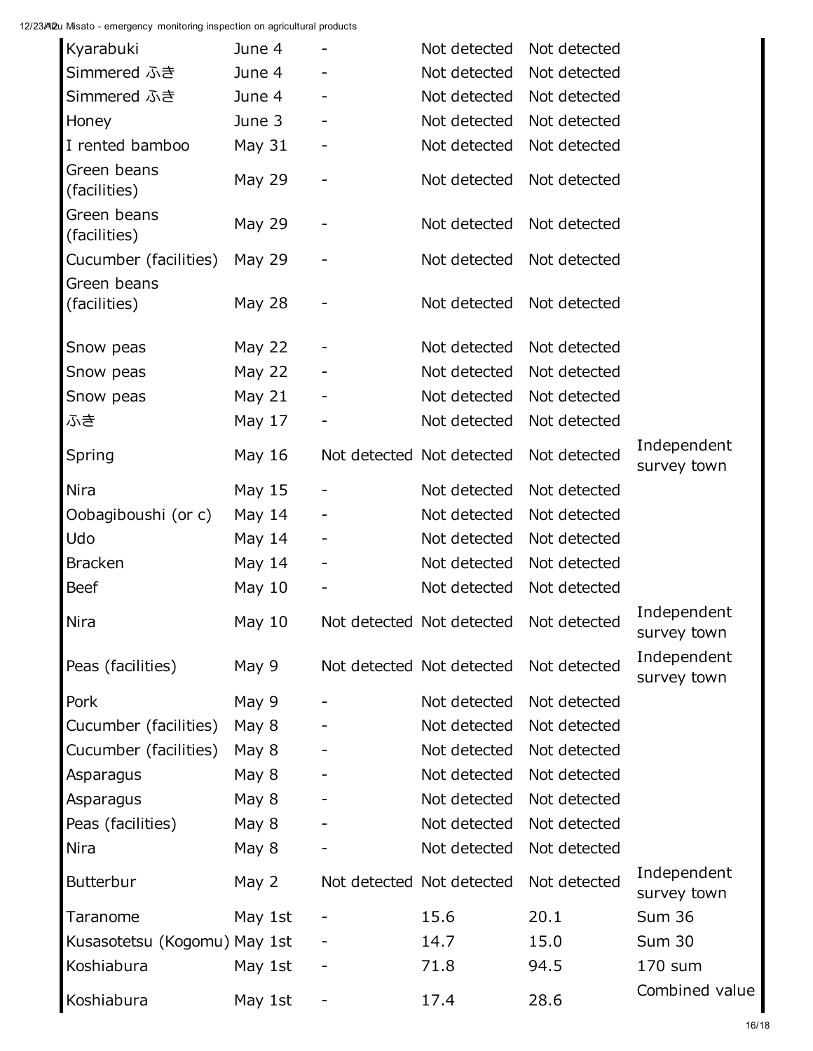| | | | | | |
|---|---|---|---|---|---|
| Kyarabuki | June 4 | - | Not detected | Not detected | |
| Simmered ふき | June 4 | - | Not detected | Not detected | |
| Simmered ふき | June 4 | - | Not detected | Not detected | |
| Honey | June 3 | - | Not detected | Not detected | |
| I rented bamboo | May 31 | - | Not detected | Not detected | |
| Green beans (facilities) | May 29 | - | Not detected | Not detected | |
| Green beans (facilities) | May 29 | - | Not detected | Not detected | |
| Cucumber (facilities) | May 29 | - | Not detected | Not detected | |
| Green beans (facilities) | May 28 | - | Not detected | Not detected | |
| Snow peas | May 22 | - | Not detected | Not detected | |
| Snow peas | May 22 | - | Not detected | Not detected | |
| Snow peas | May 21 | - | Not detected | Not detected | |
| ふき | May 17 | - | Not detected | Not detected | |
| Spring | May 16 | Not detected | Not detected | Not detected | Independent survey town |
| Nira | May 15 | - | Not detected | Not detected | |
| Oobagiboushi (or c) | May 14 | - | Not detected | Not detected | |
| Udo | May 14 | - | Not detected | Not detected | |
| Bracken | May 14 | - | Not detected | Not detected | |
| Beef | May 10 | - | Not detected | Not detected | |
| Nira | May 10 | Not detected | Not detected | Not detected | Independent survey town |
| Peas (facilities) | May 9 | Not detected | Not detected | Not detected | Independent survey town |
| Pork | May 9 | - | Not detected | Not detected | |
| Cucumber (facilities) | May 8 | - | Not detected | Not detected | |
| Cucumber (facilities) | May 8 | - | Not detected | Not detected | |
| Asparagus | May 8 | - | Not detected | Not detected | |
| Asparagus | May 8 | - | Not detected | Not detected | |
| Peas (facilities) | May 8 | - | Not detected | Not detected | |
| Nira | May 8 | - | Not detected | Not detected | |
| Butterbur | May 2 | Not detected | Not detected | Not detected | Independent survey town |
| Taranome | May 1st | - | 15.6 | 20.1 | Sum 36 |
| Kusasotetsu (Kogomu) | May 1st | - | 14.7 | 15.0 | Sum 30 |
| Koshiabura | May 1st | - | 71.8 | 94.5 | 170 sum |
| Koshiabura | May 1st | - | 17.4 | 28.6 | Combined value |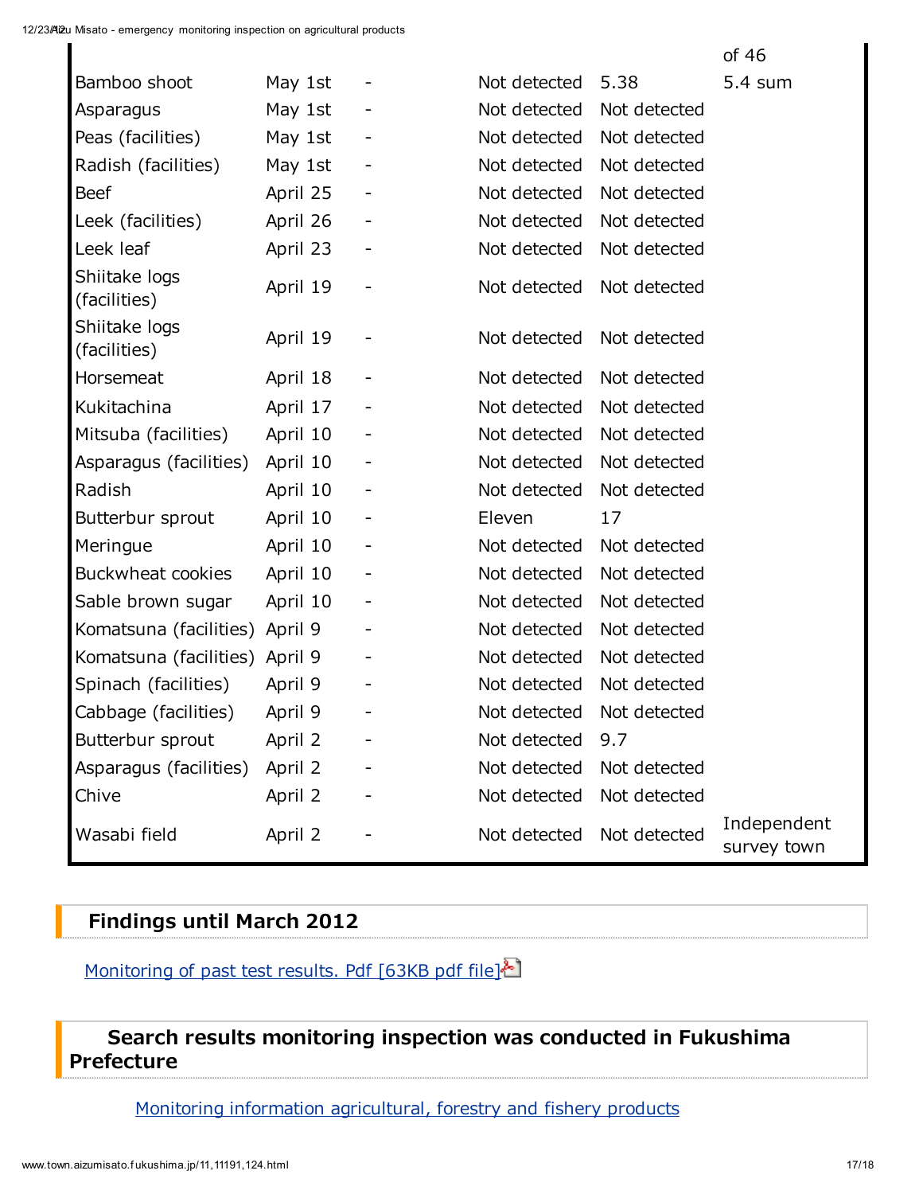| | | | | | |
|---|---|---|---|---|---|
| | | | | | of 46 |
| Bamboo shoot | May 1st | - | Not detected | 5.38 | 5.4 sum |
| Asparagus | May 1st | - | Not detected | Not detected | |
| Peas (facilities) | May 1st | - | Not detected | Not detected | |
| Radish (facilities) | May 1st | - | Not detected | Not detected | |
| Beef | April 25 | - | Not detected | Not detected | |
| Leek (facilities) | April 26 | - | Not detected | Not detected | |
| Leek leaf | April 23 | - | Not detected | Not detected | |
| Shiitake logs (facilities) | April 19 | - | Not detected | Not detected | |
| Shiitake logs (facilities) | April 19 | - | Not detected | Not detected | |
| Horsemeat | April 18 | - | Not detected | Not detected | |
| Kukitachina | April 17 | - | Not detected | Not detected | |
| Mitsuba (facilities) | April 10 | - | Not detected | Not detected | |
| Asparagus (facilities) | April 10 | - | Not detected | Not detected | |
| Radish | April 10 | - | Not detected | Not detected | |
| Butterbur sprout | April 10 | - | Eleven | 17 | |
| Meringue | April 10 | - | Not detected | Not detected | |
| Buckwheat cookies | April 10 | - | Not detected | Not detected | |
| Sable brown sugar | April 10 | - | Not detected | Not detected | |
| Komatsuna (facilities) | April 9 | - | Not detected | Not detected | |
| Komatsuna (facilities) | April 9 | - | Not detected | Not detected | |
| Spinach (facilities) | April 9 | - | Not detected | Not detected | |
| Cabbage (facilities) | April 9 | - | Not detected | Not detected | |
| Butterbur sprout | April 2 | - | Not detected | 9.7 | |
| Asparagus (facilities) | April 2 | - | Not detected | Not detected | |
| Chive | April 2 | - | Not detected | Not detected | |
| Wasabi field | April 2 | - | Not detected | Not detected | Independent survey town |

## Findings until March 2012

[Monitoring of past test results. Pdf [63KB pdf file]]

## Search results monitoring inspection was conducted in Fukushima Prefecture

[Monitoring information agricultural, forestry and fishery products]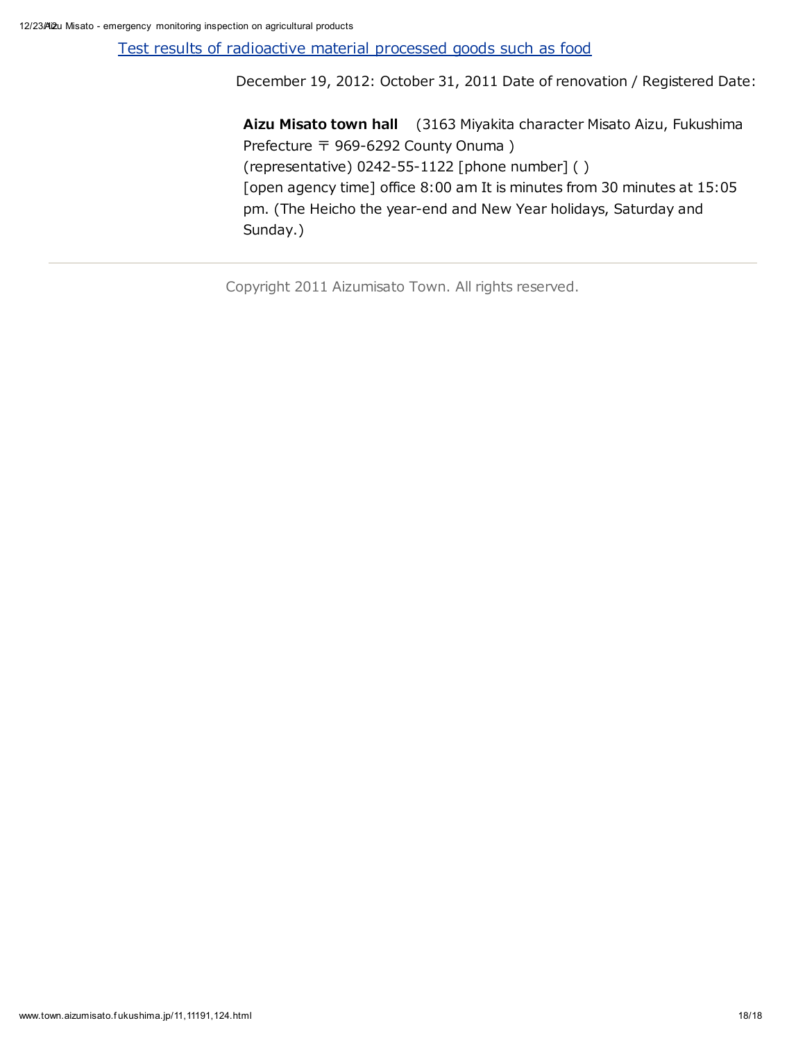[Test results of radioactive material processed goods such as food]

December 19, 2012: October 31, 2011 Date of renovation / Registered Date:

**Aizu Misato town hall** (3163 Miyakita character Misato Aizu, Fukushima Prefecture 〒 969-6292 County Onuma )
(representative) 0242-55-1122 [phone number] ( )
[open agency time] office 8:00 am It is minutes from 30 minutes at 15:05 pm. (The Heicho the year-end and New Year holidays, Saturday and Sunday.)

---

Copyright 2011 Aizumisato Town. All rights reserved.